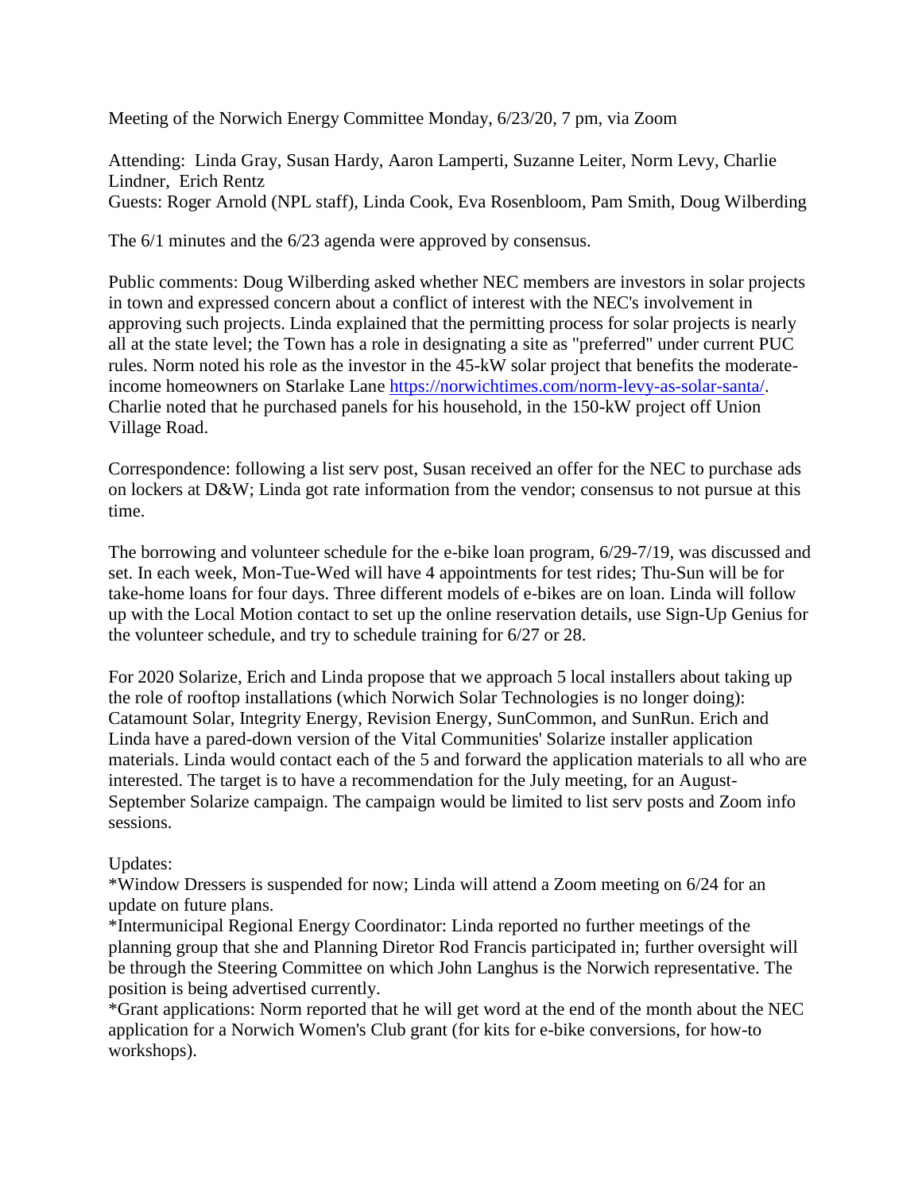Meeting of the Norwich Energy Committee Monday, 6/23/20, 7 pm, via Zoom

Attending: Linda Gray, Susan Hardy, Aaron Lamperti, Suzanne Leiter, Norm Levy, Charlie Lindner, Erich Rentz
Guests: Roger Arnold (NPL staff), Linda Cook, Eva Rosenbloom, Pam Smith, Doug Wilberding

The 6/1 minutes and the 6/23 agenda were approved by consensus.

Public comments: Doug Wilberding asked whether NEC members are investors in solar projects in town and expressed concern about a conflict of interest with the NEC's involvement in approving such projects. Linda explained that the permitting process for solar projects is nearly all at the state level; the Town has a role in designating a site as "preferred" under current PUC rules. Norm noted his role as the investor in the 45-kW solar project that benefits the moderate-income homeowners on Starlake Lane https://norwichtimes.com/norm-levy-as-solar-santa/. Charlie noted that he purchased panels for his household, in the 150-kW project off Union Village Road.

Correspondence: following a list serv post, Susan received an offer for the NEC to purchase ads on lockers at D&W; Linda got rate information from the vendor; consensus to not pursue at this time.

The borrowing and volunteer schedule for the e-bike loan program, 6/29-7/19, was discussed and set. In each week, Mon-Tue-Wed will have 4 appointments for test rides; Thu-Sun will be for take-home loans for four days. Three different models of e-bikes are on loan. Linda will follow up with the Local Motion contact to set up the online reservation details, use Sign-Up Genius for the volunteer schedule, and try to schedule training for 6/27 or 28.

For 2020 Solarize, Erich and Linda propose that we approach 5 local installers about taking up the role of rooftop installations (which Norwich Solar Technologies is no longer doing): Catamount Solar, Integrity Energy, Revision Energy, SunCommon, and SunRun. Erich and Linda have a pared-down version of the Vital Communities' Solarize installer application materials. Linda would contact each of the 5 and forward the application materials to all who are interested. The target is to have a recommendation for the July meeting, for an August-September Solarize campaign. The campaign would be limited to list serv posts and Zoom info sessions.

Updates:
*Window Dressers is suspended for now; Linda will attend a Zoom meeting on 6/24 for an update on future plans.
*Intermunicipal Regional Energy Coordinator: Linda reported no further meetings of the planning group that she and Planning Diretor Rod Francis participated in; further oversight will be through the Steering Committee on which John Langhus is the Norwich representative. The position is being advertised currently.
*Grant applications: Norm reported that he will get word at the end of the month about the NEC application for a Norwich Women's Club grant (for kits for e-bike conversions, for how-to workshops).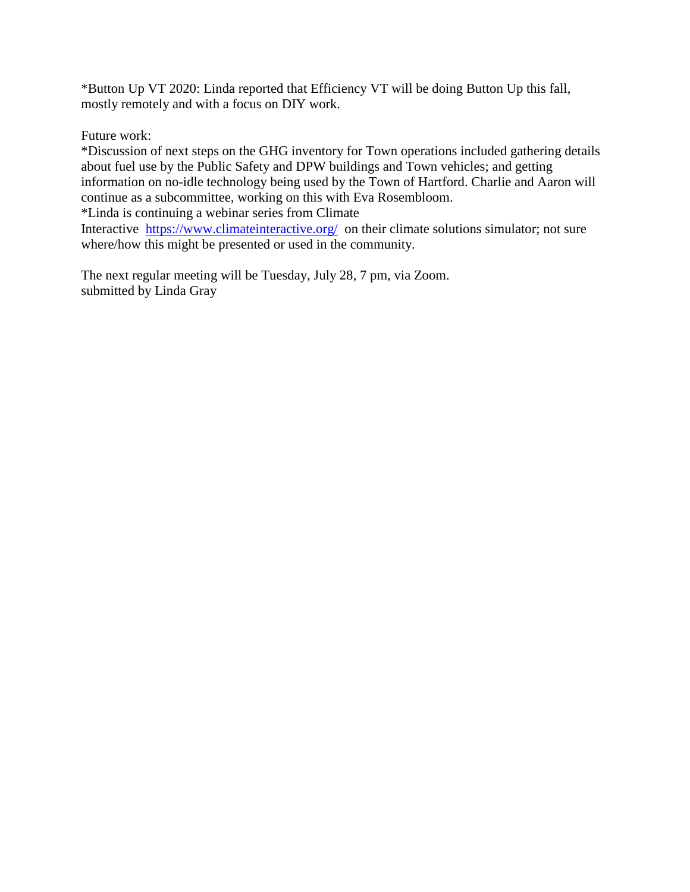*Button Up VT 2020: Linda reported that Efficiency VT will be doing Button Up this fall, mostly remotely and with a focus on DIY work.

Future work:
*Discussion of next steps on the GHG inventory for Town operations included gathering details about fuel use by the Public Safety and DPW buildings and Town vehicles; and getting information on no-idle technology being used by the Town of Hartford. Charlie and Aaron will continue as a subcommittee, working on this with Eva Rosembloom.
*Linda is continuing a webinar series from Climate Interactive [https://www.climateinteractive.org/](https://www.climateinteractive.org/) on their climate solutions simulator; not sure where/how this might be presented or used in the community.

The next regular meeting will be Tuesday, July 28, 7 pm, via Zoom.
submitted by Linda Gray